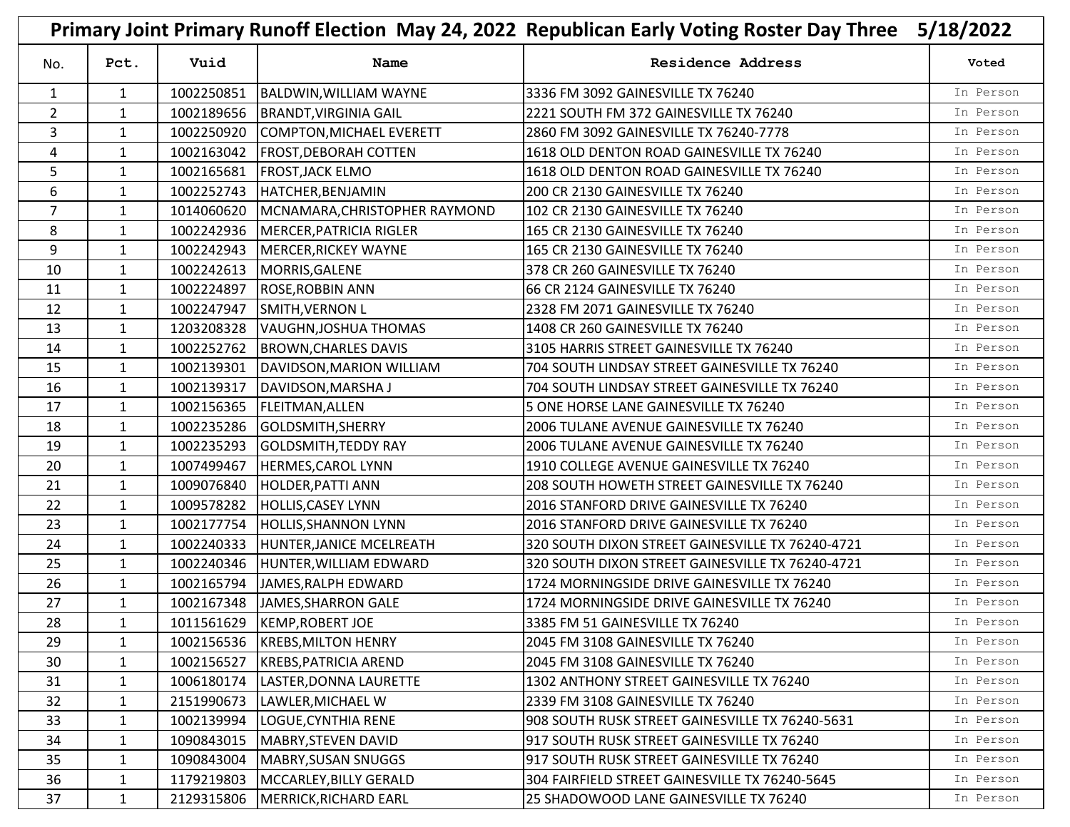# Primary Joint Primary Runoff Election May 24, 2022 Republican Early Voting Roster Day Three 5/18/2022

| No. | Pct. | Vuid | Name | Residence Address | Voted |
|---|---|---|---|---|---|
| 1 | 1 | 1002250851 | BALDWIN,WILLIAM WAYNE | 3336 FM 3092 GAINESVILLE TX 76240 | In Person |
| 2 | 1 | 1002189656 | BRANDT,VIRGINIA GAIL | 2221 SOUTH FM 372 GAINESVILLE TX 76240 | In Person |
| 3 | 1 | 1002250920 | COMPTON,MICHAEL EVERETT | 2860 FM 3092 GAINESVILLE TX 76240-7778 | In Person |
| 4 | 1 | 1002163042 | FROST,DEBORAH COTTEN | 1618 OLD DENTON ROAD GAINESVILLE TX 76240 | In Person |
| 5 | 1 | 1002165681 | FROST,JACK ELMO | 1618 OLD DENTON ROAD GAINESVILLE TX 76240 | In Person |
| 6 | 1 | 1002252743 | HATCHER,BENJAMIN | 200 CR 2130 GAINESVILLE TX 76240 | In Person |
| 7 | 1 | 1014060620 | MCNAMARA,CHRISTOPHER RAYMOND | 102 CR 2130 GAINESVILLE TX 76240 | In Person |
| 8 | 1 | 1002242936 | MERCER,PATRICIA RIGLER | 165 CR 2130 GAINESVILLE TX 76240 | In Person |
| 9 | 1 | 1002242943 | MERCER,RICKEY WAYNE | 165 CR 2130 GAINESVILLE TX 76240 | In Person |
| 10 | 1 | 1002242613 | MORRIS,GALENE | 378 CR 260 GAINESVILLE TX 76240 | In Person |
| 11 | 1 | 1002224897 | ROSE,ROBBIN ANN | 66 CR 2124 GAINESVILLE TX 76240 | In Person |
| 12 | 1 | 1002247947 | SMITH,VERNON L | 2328 FM 2071 GAINESVILLE TX 76240 | In Person |
| 13 | 1 | 1203208328 | VAUGHN,JOSHUA THOMAS | 1408 CR 260 GAINESVILLE TX 76240 | In Person |
| 14 | 1 | 1002252762 | BROWN,CHARLES DAVIS | 3105 HARRIS STREET GAINESVILLE TX 76240 | In Person |
| 15 | 1 | 1002139301 | DAVIDSON,MARION WILLIAM | 704 SOUTH LINDSAY STREET GAINESVILLE TX 76240 | In Person |
| 16 | 1 | 1002139317 | DAVIDSON,MARSHA J | 704 SOUTH LINDSAY STREET GAINESVILLE TX 76240 | In Person |
| 17 | 1 | 1002156365 | FLEITMAN,ALLEN | 5 ONE HORSE LANE GAINESVILLE TX 76240 | In Person |
| 18 | 1 | 1002235286 | GOLDSMITH,SHERRY | 2006 TULANE AVENUE GAINESVILLE TX 76240 | In Person |
| 19 | 1 | 1002235293 | GOLDSMITH,TEDDY RAY | 2006 TULANE AVENUE GAINESVILLE TX 76240 | In Person |
| 20 | 1 | 1007499467 | HERMES,CAROL LYNN | 1910 COLLEGE AVENUE GAINESVILLE TX 76240 | In Person |
| 21 | 1 | 1009076840 | HOLDER,PATTI ANN | 208 SOUTH HOWETH STREET GAINESVILLE TX 76240 | In Person |
| 22 | 1 | 1009578282 | HOLLIS,CASEY LYNN | 2016 STANFORD DRIVE GAINESVILLE TX 76240 | In Person |
| 23 | 1 | 1002177754 | HOLLIS,SHANNON LYNN | 2016 STANFORD DRIVE GAINESVILLE TX 76240 | In Person |
| 24 | 1 | 1002240333 | HUNTER,JANICE MCELREATH | 320 SOUTH DIXON STREET GAINESVILLE TX 76240-4721 | In Person |
| 25 | 1 | 1002240346 | HUNTER,WILLIAM EDWARD | 320 SOUTH DIXON STREET GAINESVILLE TX 76240-4721 | In Person |
| 26 | 1 | 1002165794 | JAMES,RALPH EDWARD | 1724 MORNINGSIDE DRIVE GAINESVILLE TX 76240 | In Person |
| 27 | 1 | 1002167348 | JAMES,SHARRON GALE | 1724 MORNINGSIDE DRIVE GAINESVILLE TX 76240 | In Person |
| 28 | 1 | 1011561629 | KEMP,ROBERT JOE | 3385 FM 51 GAINESVILLE TX 76240 | In Person |
| 29 | 1 | 1002156536 | KREBS,MILTON HENRY | 2045 FM 3108 GAINESVILLE TX 76240 | In Person |
| 30 | 1 | 1002156527 | KREBS,PATRICIA AREND | 2045 FM 3108 GAINESVILLE TX 76240 | In Person |
| 31 | 1 | 1006180174 | LASTER,DONNA LAURETTE | 1302 ANTHONY STREET GAINESVILLE TX 76240 | In Person |
| 32 | 1 | 2151990673 | LAWLER,MICHAEL W | 2339 FM 3108 GAINESVILLE TX 76240 | In Person |
| 33 | 1 | 1002139994 | LOGUE,CYNTHIA RENE | 908 SOUTH RUSK STREET GAINESVILLE TX 76240-5631 | In Person |
| 34 | 1 | 1090843015 | MABRY,STEVEN DAVID | 917 SOUTH RUSK STREET GAINESVILLE TX 76240 | In Person |
| 35 | 1 | 1090843004 | MABRY,SUSAN SNUGGS | 917 SOUTH RUSK STREET GAINESVILLE TX 76240 | In Person |
| 36 | 1 | 1179219803 | MCCARLEY,BILLY GERALD | 304 FAIRFIELD STREET GAINESVILLE TX 76240-5645 | In Person |
| 37 | 1 | 2129315806 | MERRICK,RICHARD EARL | 25 SHADOWOOD LANE GAINESVILLE TX 76240 | In Person |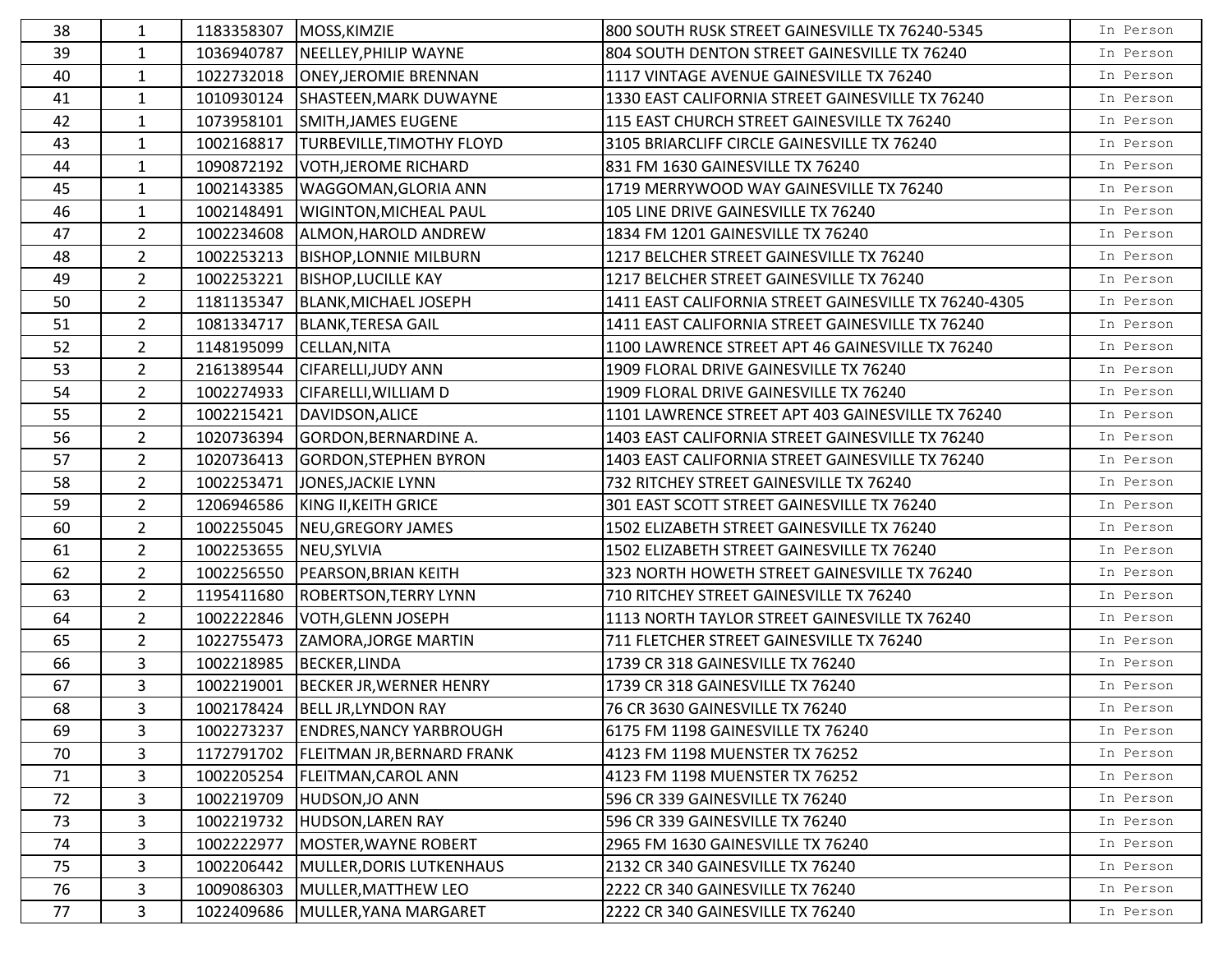| | | | | | |
|---|---|---|---|---|---|
| 38 | 1 | 1183358307 | MOSS,KIMZIE | 800 SOUTH RUSK STREET GAINESVILLE TX 76240-5345 | In Person |
| 39 | 1 | 1036940787 | NEELLEY,PHILIP WAYNE | 804 SOUTH DENTON STREET GAINESVILLE TX 76240 | In Person |
| 40 | 1 | 1022732018 | ONEY,JEROMIE BRENNAN | 1117 VINTAGE AVENUE GAINESVILLE TX 76240 | In Person |
| 41 | 1 | 1010930124 | SHASTEEN,MARK DUWAYNE | 1330 EAST CALIFORNIA STREET GAINESVILLE TX 76240 | In Person |
| 42 | 1 | 1073958101 | SMITH,JAMES EUGENE | 115 EAST CHURCH STREET GAINESVILLE TX 76240 | In Person |
| 43 | 1 | 1002168817 | TURBEVILLE,TIMOTHY FLOYD | 3105 BRIARCLIFF CIRCLE GAINESVILLE TX 76240 | In Person |
| 44 | 1 | 1090872192 | VOTH,JEROME RICHARD | 831 FM 1630 GAINESVILLE TX 76240 | In Person |
| 45 | 1 | 1002143385 | WAGGOMAN,GLORIA ANN | 1719 MERRYWOOD WAY GAINESVILLE TX 76240 | In Person |
| 46 | 1 | 1002148491 | WIGINTON,MICHEAL PAUL | 105 LINE DRIVE GAINESVILLE TX 76240 | In Person |
| 47 | 2 | 1002234608 | ALMON,HAROLD ANDREW | 1834 FM 1201 GAINESVILLE TX 76240 | In Person |
| 48 | 2 | 1002253213 | BISHOP,LONNIE MILBURN | 1217 BELCHER STREET GAINESVILLE TX 76240 | In Person |
| 49 | 2 | 1002253221 | BISHOP,LUCILLE KAY | 1217 BELCHER STREET GAINESVILLE TX 76240 | In Person |
| 50 | 2 | 1181135347 | BLANK,MICHAEL JOSEPH | 1411 EAST CALIFORNIA STREET GAINESVILLE TX 76240-4305 | In Person |
| 51 | 2 | 1081334717 | BLANK,TERESA GAIL | 1411 EAST CALIFORNIA STREET GAINESVILLE TX 76240 | In Person |
| 52 | 2 | 1148195099 | CELLAN,NITA | 1100 LAWRENCE STREET APT 46 GAINESVILLE TX 76240 | In Person |
| 53 | 2 | 2161389544 | CIFARELLI,JUDY ANN | 1909 FLORAL DRIVE GAINESVILLE TX 76240 | In Person |
| 54 | 2 | 1002274933 | CIFARELLI,WILLIAM D | 1909 FLORAL DRIVE GAINESVILLE TX 76240 | In Person |
| 55 | 2 | 1002215421 | DAVIDSON,ALICE | 1101 LAWRENCE STREET APT 403 GAINESVILLE TX 76240 | In Person |
| 56 | 2 | 1020736394 | GORDON,BERNARDINE A. | 1403 EAST CALIFORNIA STREET GAINESVILLE TX 76240 | In Person |
| 57 | 2 | 1020736413 | GORDON,STEPHEN BYRON | 1403 EAST CALIFORNIA STREET GAINESVILLE TX 76240 | In Person |
| 58 | 2 | 1002253471 | JONES,JACKIE LYNN | 732 RITCHEY STREET GAINESVILLE TX 76240 | In Person |
| 59 | 2 | 1206946586 | KING II,KEITH GRICE | 301 EAST SCOTT STREET GAINESVILLE TX 76240 | In Person |
| 60 | 2 | 1002255045 | NEU,GREGORY JAMES | 1502 ELIZABETH STREET GAINESVILLE TX 76240 | In Person |
| 61 | 2 | 1002253655 | NEU,SYLVIA | 1502 ELIZABETH STREET GAINESVILLE TX 76240 | In Person |
| 62 | 2 | 1002256550 | PEARSON,BRIAN KEITH | 323 NORTH HOWETH STREET GAINESVILLE TX 76240 | In Person |
| 63 | 2 | 1195411680 | ROBERTSON,TERRY LYNN | 710 RITCHEY STREET GAINESVILLE TX 76240 | In Person |
| 64 | 2 | 1002222846 | VOTH,GLENN JOSEPH | 1113 NORTH TAYLOR STREET GAINESVILLE TX 76240 | In Person |
| 65 | 2 | 1022755473 | ZAMORA,JORGE MARTIN | 711 FLETCHER STREET GAINESVILLE TX 76240 | In Person |
| 66 | 3 | 1002218985 | BECKER,LINDA | 1739 CR 318 GAINESVILLE TX 76240 | In Person |
| 67 | 3 | 1002219001 | BECKER JR,WERNER HENRY | 1739 CR 318 GAINESVILLE TX 76240 | In Person |
| 68 | 3 | 1002178424 | BELL JR,LYNDON RAY | 76 CR 3630 GAINESVILLE TX 76240 | In Person |
| 69 | 3 | 1002273237 | ENDRES,NANCY YARBROUGH | 6175 FM 1198 GAINESVILLE TX 76240 | In Person |
| 70 | 3 | 1172791702 | FLEITMAN JR,BERNARD FRANK | 4123 FM 1198 MUENSTER TX 76252 | In Person |
| 71 | 3 | 1002205254 | FLEITMAN,CAROL ANN | 4123 FM 1198 MUENSTER TX 76252 | In Person |
| 72 | 3 | 1002219709 | HUDSON,JO ANN | 596 CR 339 GAINESVILLE TX 76240 | In Person |
| 73 | 3 | 1002219732 | HUDSON,LAREN RAY | 596 CR 339 GAINESVILLE TX 76240 | In Person |
| 74 | 3 | 1002222977 | MOSTER,WAYNE ROBERT | 2965 FM 1630 GAINESVILLE TX 76240 | In Person |
| 75 | 3 | 1002206442 | MULLER,DORIS LUTKENHAUS | 2132 CR 340 GAINESVILLE TX 76240 | In Person |
| 76 | 3 | 1009086303 | MULLER,MATTHEW LEO | 2222 CR 340 GAINESVILLE TX 76240 | In Person |
| 77 | 3 | 1022409686 | MULLER,YANA MARGARET | 2222 CR 340 GAINESVILLE TX 76240 | In Person |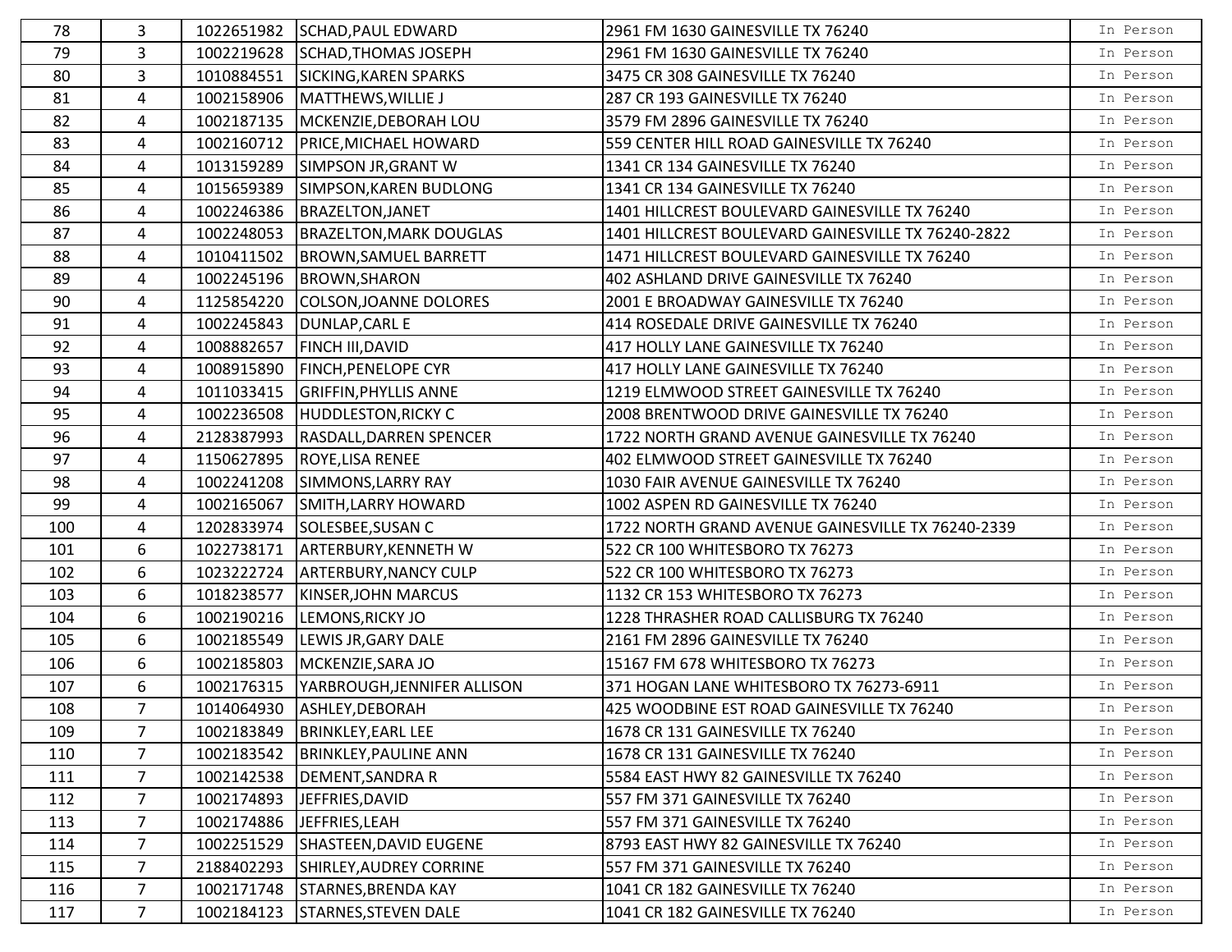| | | | | | |
|---|---|---|---|---|---|
| 78 | 3 | 1022651982 | SCHAD,PAUL EDWARD | 2961 FM 1630 GAINESVILLE TX 76240 | In Person |
| 79 | 3 | 1002219628 | SCHAD,THOMAS JOSEPH | 2961 FM 1630 GAINESVILLE TX 76240 | In Person |
| 80 | 3 | 1010884551 | SICKING,KAREN SPARKS | 3475 CR 308 GAINESVILLE TX 76240 | In Person |
| 81 | 4 | 1002158906 | MATTHEWS,WILLIE J | 287 CR 193 GAINESVILLE TX 76240 | In Person |
| 82 | 4 | 1002187135 | MCKENZIE,DEBORAH LOU | 3579 FM 2896 GAINESVILLE TX 76240 | In Person |
| 83 | 4 | 1002160712 | PRICE,MICHAEL HOWARD | 559 CENTER HILL ROAD GAINESVILLE TX 76240 | In Person |
| 84 | 4 | 1013159289 | SIMPSON JR,GRANT W | 1341 CR 134 GAINESVILLE TX 76240 | In Person |
| 85 | 4 | 1015659389 | SIMPSON,KAREN BUDLONG | 1341 CR 134 GAINESVILLE TX 76240 | In Person |
| 86 | 4 | 1002246386 | BRAZELTON,JANET | 1401 HILLCREST BOULEVARD GAINESVILLE TX 76240 | In Person |
| 87 | 4 | 1002248053 | BRAZELTON,MARK DOUGLAS | 1401 HILLCREST BOULEVARD GAINESVILLE TX 76240-2822 | In Person |
| 88 | 4 | 1010411502 | BROWN,SAMUEL BARRETT | 1471 HILLCREST BOULEVARD GAINESVILLE TX 76240 | In Person |
| 89 | 4 | 1002245196 | BROWN,SHARON | 402 ASHLAND DRIVE GAINESVILLE TX 76240 | In Person |
| 90 | 4 | 1125854220 | COLSON,JOANNE DOLORES | 2001 E BROADWAY GAINESVILLE TX 76240 | In Person |
| 91 | 4 | 1002245843 | DUNLAP,CARL E | 414 ROSEDALE DRIVE GAINESVILLE TX 76240 | In Person |
| 92 | 4 | 1008882657 | FINCH III,DAVID | 417 HOLLY LANE GAINESVILLE TX 76240 | In Person |
| 93 | 4 | 1008915890 | FINCH,PENELOPE CYR | 417 HOLLY LANE GAINESVILLE TX 76240 | In Person |
| 94 | 4 | 1011033415 | GRIFFIN,PHYLLIS ANNE | 1219 ELMWOOD STREET GAINESVILLE TX 76240 | In Person |
| 95 | 4 | 1002236508 | HUDDLESTON,RICKY C | 2008 BRENTWOOD DRIVE GAINESVILLE TX 76240 | In Person |
| 96 | 4 | 2128387993 | RASDALL,DARREN SPENCER | 1722 NORTH GRAND AVENUE GAINESVILLE TX 76240 | In Person |
| 97 | 4 | 1150627895 | ROYE,LISA RENEE | 402 ELMWOOD STREET GAINESVILLE TX 76240 | In Person |
| 98 | 4 | 1002241208 | SIMMONS,LARRY RAY | 1030 FAIR AVENUE GAINESVILLE TX 76240 | In Person |
| 99 | 4 | 1002165067 | SMITH,LARRY HOWARD | 1002 ASPEN RD GAINESVILLE TX 76240 | In Person |
| 100 | 4 | 1202833974 | SOLESBEE,SUSAN C | 1722 NORTH GRAND AVENUE GAINESVILLE TX 76240-2339 | In Person |
| 101 | 6 | 1022738171 | ARTERBURY,KENNETH W | 522 CR 100 WHITESBORO TX 76273 | In Person |
| 102 | 6 | 1023222724 | ARTERBURY,NANCY CULP | 522 CR 100 WHITESBORO TX 76273 | In Person |
| 103 | 6 | 1018238577 | KINSER,JOHN MARCUS | 1132 CR 153 WHITESBORO TX 76273 | In Person |
| 104 | 6 | 1002190216 | LEMONS,RICKY JO | 1228 THRASHER ROAD CALLISBURG TX 76240 | In Person |
| 105 | 6 | 1002185549 | LEWIS JR,GARY DALE | 2161 FM 2896 GAINESVILLE TX 76240 | In Person |
| 106 | 6 | 1002185803 | MCKENZIE,SARA JO | 15167 FM 678 WHITESBORO TX 76273 | In Person |
| 107 | 6 | 1002176315 | YARBROUGH,JENNIFER ALLISON | 371 HOGAN LANE WHITESBORO TX 76273-6911 | In Person |
| 108 | 7 | 1014064930 | ASHLEY,DEBORAH | 425 WOODBINE EST ROAD GAINESVILLE TX 76240 | In Person |
| 109 | 7 | 1002183849 | BRINKLEY,EARL LEE | 1678 CR 131 GAINESVILLE TX 76240 | In Person |
| 110 | 7 | 1002183542 | BRINKLEY,PAULINE ANN | 1678 CR 131 GAINESVILLE TX 76240 | In Person |
| 111 | 7 | 1002142538 | DEMENT,SANDRA R | 5584 EAST HWY 82 GAINESVILLE TX 76240 | In Person |
| 112 | 7 | 1002174893 | JEFFRIES,DAVID | 557 FM 371 GAINESVILLE TX 76240 | In Person |
| 113 | 7 | 1002174886 | JEFFRIES,LEAH | 557 FM 371 GAINESVILLE TX 76240 | In Person |
| 114 | 7 | 1002251529 | SHASTEEN,DAVID EUGENE | 8793 EAST HWY 82 GAINESVILLE TX 76240 | In Person |
| 115 | 7 | 2188402293 | SHIRLEY,AUDREY CORRINE | 557 FM 371 GAINESVILLE TX 76240 | In Person |
| 116 | 7 | 1002171748 | STARNES,BRENDA KAY | 1041 CR 182 GAINESVILLE TX 76240 | In Person |
| 117 | 7 | 1002184123 | STARNES,STEVEN DALE | 1041 CR 182 GAINESVILLE TX 76240 | In Person |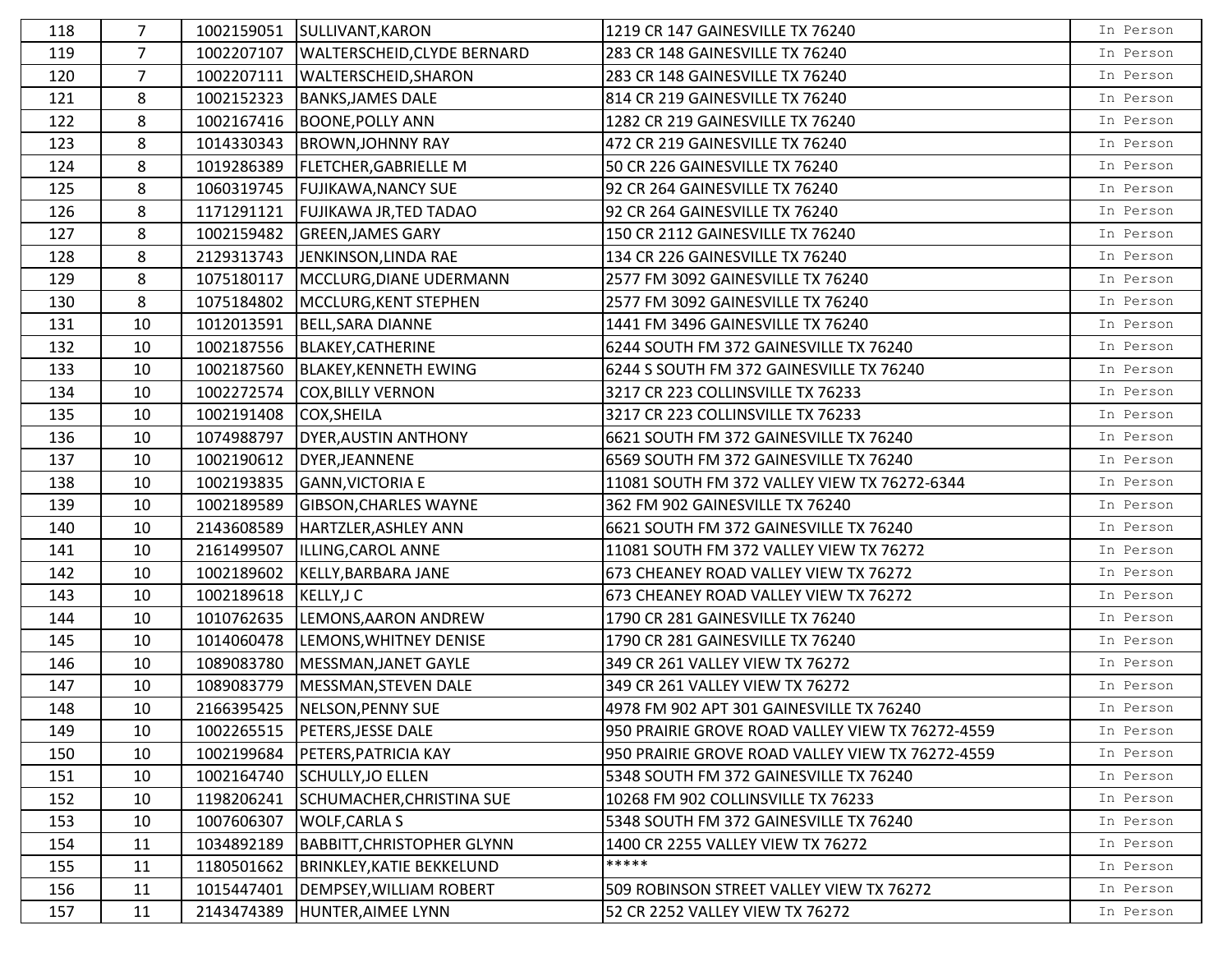| | | | | | |
|---|---|---|---|---|---|
| 118 | 7 | 1002159051 | SULLIVANT,KARON | 1219 CR 147 GAINESVILLE TX 76240 | In Person |
| 119 | 7 | 1002207107 | WALTERSCHEID,CLYDE BERNARD | 283 CR 148 GAINESVILLE TX 76240 | In Person |
| 120 | 7 | 1002207111 | WALTERSCHEID,SHARON | 283 CR 148 GAINESVILLE TX 76240 | In Person |
| 121 | 8 | 1002152323 | BANKS,JAMES DALE | 814 CR 219 GAINESVILLE TX 76240 | In Person |
| 122 | 8 | 1002167416 | BOONE,POLLY ANN | 1282 CR 219 GAINESVILLE TX 76240 | In Person |
| 123 | 8 | 1014330343 | BROWN,JOHNNY RAY | 472 CR 219 GAINESVILLE TX 76240 | In Person |
| 124 | 8 | 1019286389 | FLETCHER,GABRIELLE M | 50 CR 226 GAINESVILLE TX 76240 | In Person |
| 125 | 8 | 1060319745 | FUJIKAWA,NANCY SUE | 92 CR 264 GAINESVILLE TX 76240 | In Person |
| 126 | 8 | 1171291121 | FUJIKAWA JR,TED TADAO | 92 CR 264 GAINESVILLE TX 76240 | In Person |
| 127 | 8 | 1002159482 | GREEN,JAMES GARY | 150 CR 2112 GAINESVILLE TX 76240 | In Person |
| 128 | 8 | 2129313743 | JENKINSON,LINDA RAE | 134 CR 226 GAINESVILLE TX 76240 | In Person |
| 129 | 8 | 1075180117 | MCCLURG,DIANE UDERMANN | 2577 FM 3092 GAINESVILLE TX 76240 | In Person |
| 130 | 8 | 1075184802 | MCCLURG,KENT STEPHEN | 2577 FM 3092 GAINESVILLE TX 76240 | In Person |
| 131 | 10 | 1012013591 | BELL,SARA DIANNE | 1441 FM 3496 GAINESVILLE TX 76240 | In Person |
| 132 | 10 | 1002187556 | BLAKEY,CATHERINE | 6244 SOUTH FM 372 GAINESVILLE TX 76240 | In Person |
| 133 | 10 | 1002187560 | BLAKEY,KENNETH EWING | 6244 S SOUTH FM 372 GAINESVILLE TX 76240 | In Person |
| 134 | 10 | 1002272574 | COX,BILLY VERNON | 3217 CR 223 COLLINSVILLE TX 76233 | In Person |
| 135 | 10 | 1002191408 | COX,SHEILA | 3217 CR 223 COLLINSVILLE TX 76233 | In Person |
| 136 | 10 | 1074988797 | DYER,AUSTIN ANTHONY | 6621 SOUTH FM 372 GAINESVILLE TX 76240 | In Person |
| 137 | 10 | 1002190612 | DYER,JEANNENE | 6569 SOUTH FM 372 GAINESVILLE TX 76240 | In Person |
| 138 | 10 | 1002193835 | GANN,VICTORIA E | 11081 SOUTH FM 372 VALLEY VIEW TX 76272-6344 | In Person |
| 139 | 10 | 1002189589 | GIBSON,CHARLES WAYNE | 362 FM 902 GAINESVILLE TX 76240 | In Person |
| 140 | 10 | 2143608589 | HARTZLER,ASHLEY ANN | 6621 SOUTH FM 372 GAINESVILLE TX 76240 | In Person |
| 141 | 10 | 2161499507 | ILLING,CAROL ANNE | 11081 SOUTH FM 372 VALLEY VIEW TX 76272 | In Person |
| 142 | 10 | 1002189602 | KELLY,BARBARA JANE | 673 CHEANEY ROAD VALLEY VIEW TX 76272 | In Person |
| 143 | 10 | 1002189618 | KELLY,J C | 673 CHEANEY ROAD VALLEY VIEW TX 76272 | In Person |
| 144 | 10 | 1010762635 | LEMONS,AARON ANDREW | 1790 CR 281 GAINESVILLE TX 76240 | In Person |
| 145 | 10 | 1014060478 | LEMONS,WHITNEY DENISE | 1790 CR 281 GAINESVILLE TX 76240 | In Person |
| 146 | 10 | 1089083780 | MESSMAN,JANET GAYLE | 349 CR 261 VALLEY VIEW TX 76272 | In Person |
| 147 | 10 | 1089083779 | MESSMAN,STEVEN DALE | 349 CR 261 VALLEY VIEW TX 76272 | In Person |
| 148 | 10 | 2166395425 | NELSON,PENNY SUE | 4978 FM 902 APT 301 GAINESVILLE TX 76240 | In Person |
| 149 | 10 | 1002265515 | PETERS,JESSE DALE | 950 PRAIRIE GROVE ROAD VALLEY VIEW TX 76272-4559 | In Person |
| 150 | 10 | 1002199684 | PETERS,PATRICIA KAY | 950 PRAIRIE GROVE ROAD VALLEY VIEW TX 76272-4559 | In Person |
| 151 | 10 | 1002164740 | SCHULLY,JO ELLEN | 5348 SOUTH FM 372 GAINESVILLE TX 76240 | In Person |
| 152 | 10 | 1198206241 | SCHUMACHER,CHRISTINA SUE | 10268 FM 902 COLLINSVILLE TX 76233 | In Person |
| 153 | 10 | 1007606307 | WOLF,CARLA S | 5348 SOUTH FM 372 GAINESVILLE TX 76240 | In Person |
| 154 | 11 | 1034892189 | BABBITT,CHRISTOPHER GLYNN | 1400 CR 2255 VALLEY VIEW TX 76272 | In Person |
| 155 | 11 | 1180501662 | BRINKLEY,KATIE BEKKELUND | ***** | In Person |
| 156 | 11 | 1015447401 | DEMPSEY,WILLIAM ROBERT | 509 ROBINSON STREET VALLEY VIEW TX 76272 | In Person |
| 157 | 11 | 2143474389 | HUNTER,AIMEE LYNN | 52 CR 2252 VALLEY VIEW TX 76272 | In Person |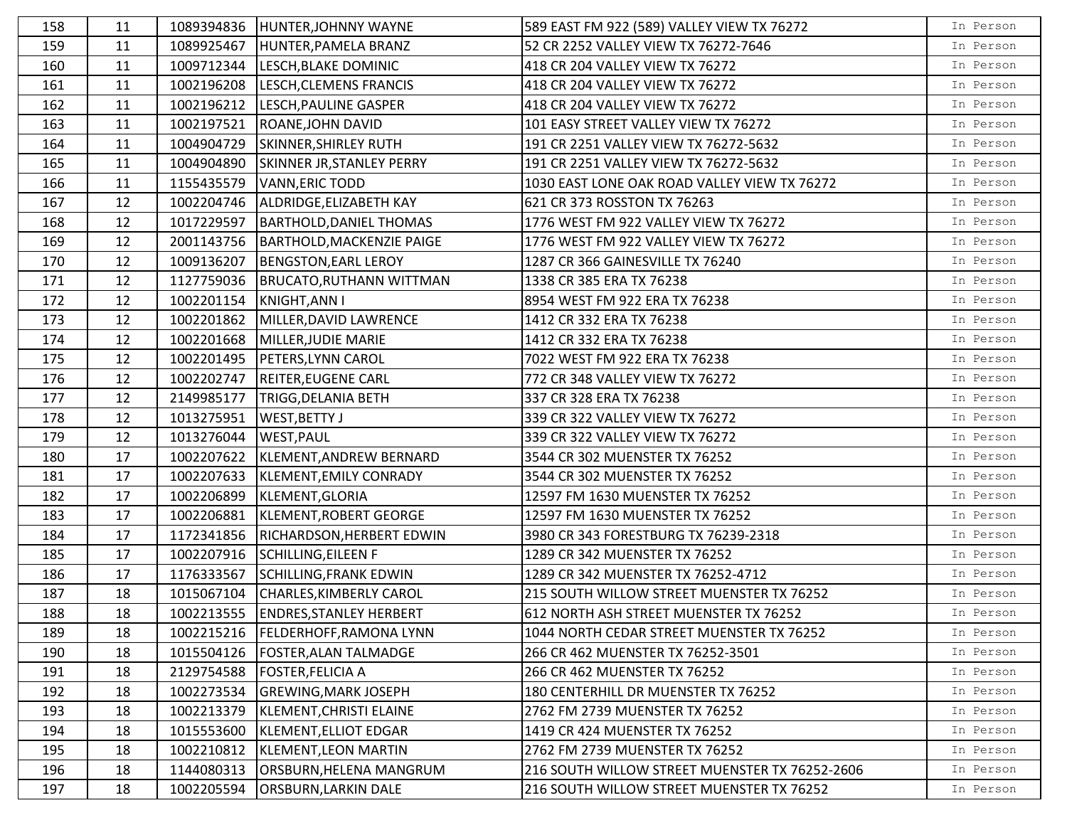| | | | | | |
|---|---|---|---|---|---|
| 158 | 11 | 1089394836 | HUNTER,JOHNNY WAYNE | 589 EAST FM 922 (589) VALLEY VIEW TX 76272 | In Person |
| 159 | 11 | 1089925467 | HUNTER,PAMELA BRANZ | 52 CR 2252 VALLEY VIEW TX 76272-7646 | In Person |
| 160 | 11 | 1009712344 | LESCH,BLAKE DOMINIC | 418 CR 204 VALLEY VIEW TX 76272 | In Person |
| 161 | 11 | 1002196208 | LESCH,CLEMENS FRANCIS | 418 CR 204 VALLEY VIEW TX 76272 | In Person |
| 162 | 11 | 1002196212 | LESCH,PAULINE GASPER | 418 CR 204 VALLEY VIEW TX 76272 | In Person |
| 163 | 11 | 1002197521 | ROANE,JOHN DAVID | 101 EASY STREET VALLEY VIEW TX 76272 | In Person |
| 164 | 11 | 1004904729 | SKINNER,SHIRLEY RUTH | 191 CR 2251 VALLEY VIEW TX 76272-5632 | In Person |
| 165 | 11 | 1004904890 | SKINNER JR,STANLEY PERRY | 191 CR 2251 VALLEY VIEW TX 76272-5632 | In Person |
| 166 | 11 | 1155435579 | VANN,ERIC TODD | 1030 EAST LONE OAK ROAD VALLEY VIEW TX 76272 | In Person |
| 167 | 12 | 1002204746 | ALDRIDGE,ELIZABETH KAY | 621 CR 373 ROSSTON TX 76263 | In Person |
| 168 | 12 | 1017229597 | BARTHOLD,DANIEL THOMAS | 1776 WEST FM 922 VALLEY VIEW TX 76272 | In Person |
| 169 | 12 | 2001143756 | BARTHOLD,MACKENZIE PAIGE | 1776 WEST FM 922 VALLEY VIEW TX 76272 | In Person |
| 170 | 12 | 1009136207 | BENGSTON,EARL LEROY | 1287 CR 366 GAINESVILLE TX 76240 | In Person |
| 171 | 12 | 1127759036 | BRUCATO,RUTHANN WITTMAN | 1338 CR 385 ERA TX 76238 | In Person |
| 172 | 12 | 1002201154 | KNIGHT,ANN I | 8954 WEST FM 922 ERA TX 76238 | In Person |
| 173 | 12 | 1002201862 | MILLER,DAVID LAWRENCE | 1412 CR 332 ERA TX 76238 | In Person |
| 174 | 12 | 1002201668 | MILLER,JUDIE MARIE | 1412 CR 332 ERA TX 76238 | In Person |
| 175 | 12 | 1002201495 | PETERS,LYNN CAROL | 7022 WEST FM 922 ERA TX 76238 | In Person |
| 176 | 12 | 1002202747 | REITER,EUGENE CARL | 772 CR 348 VALLEY VIEW TX 76272 | In Person |
| 177 | 12 | 2149985177 | TRIGG,DELANIA BETH | 337 CR 328 ERA TX 76238 | In Person |
| 178 | 12 | 1013275951 | WEST,BETTY J | 339 CR 322 VALLEY VIEW TX 76272 | In Person |
| 179 | 12 | 1013276044 | WEST,PAUL | 339 CR 322 VALLEY VIEW TX 76272 | In Person |
| 180 | 17 | 1002207622 | KLEMENT,ANDREW BERNARD | 3544 CR 302 MUENSTER TX 76252 | In Person |
| 181 | 17 | 1002207633 | KLEMENT,EMILY CONRADY | 3544 CR 302 MUENSTER TX 76252 | In Person |
| 182 | 17 | 1002206899 | KLEMENT,GLORIA | 12597 FM 1630 MUENSTER TX 76252 | In Person |
| 183 | 17 | 1002206881 | KLEMENT,ROBERT GEORGE | 12597 FM 1630 MUENSTER TX 76252 | In Person |
| 184 | 17 | 1172341856 | RICHARDSON,HERBERT EDWIN | 3980 CR 343 FORESTBURG TX 76239-2318 | In Person |
| 185 | 17 | 1002207916 | SCHILLING,EILEEN F | 1289 CR 342 MUENSTER TX 76252 | In Person |
| 186 | 17 | 1176333567 | SCHILLING,FRANK EDWIN | 1289 CR 342 MUENSTER TX 76252-4712 | In Person |
| 187 | 18 | 1015067104 | CHARLES,KIMBERLY CAROL | 215 SOUTH WILLOW STREET MUENSTER TX 76252 | In Person |
| 188 | 18 | 1002213555 | ENDRES,STANLEY HERBERT | 612 NORTH ASH STREET MUENSTER TX 76252 | In Person |
| 189 | 18 | 1002215216 | FELDERHOFF,RAMONA LYNN | 1044 NORTH CEDAR STREET MUENSTER TX 76252 | In Person |
| 190 | 18 | 1015504126 | FOSTER,ALAN TALMADGE | 266 CR 462 MUENSTER TX 76252-3501 | In Person |
| 191 | 18 | 2129754588 | FOSTER,FELICIA A | 266 CR 462 MUENSTER TX 76252 | In Person |
| 192 | 18 | 1002273534 | GREWING,MARK JOSEPH | 180 CENTERHILL DR MUENSTER TX 76252 | In Person |
| 193 | 18 | 1002213379 | KLEMENT,CHRISTI ELAINE | 2762 FM 2739 MUENSTER TX 76252 | In Person |
| 194 | 18 | 1015553600 | KLEMENT,ELLIOT EDGAR | 1419 CR 424 MUENSTER TX 76252 | In Person |
| 195 | 18 | 1002210812 | KLEMENT,LEON MARTIN | 2762 FM 2739 MUENSTER TX 76252 | In Person |
| 196 | 18 | 1144080313 | ORSBURN,HELENA MANGRUM | 216 SOUTH WILLOW STREET MUENSTER TX 76252-2606 | In Person |
| 197 | 18 | 1002205594 | ORSBURN,LARKIN DALE | 216 SOUTH WILLOW STREET MUENSTER TX 76252 | In Person |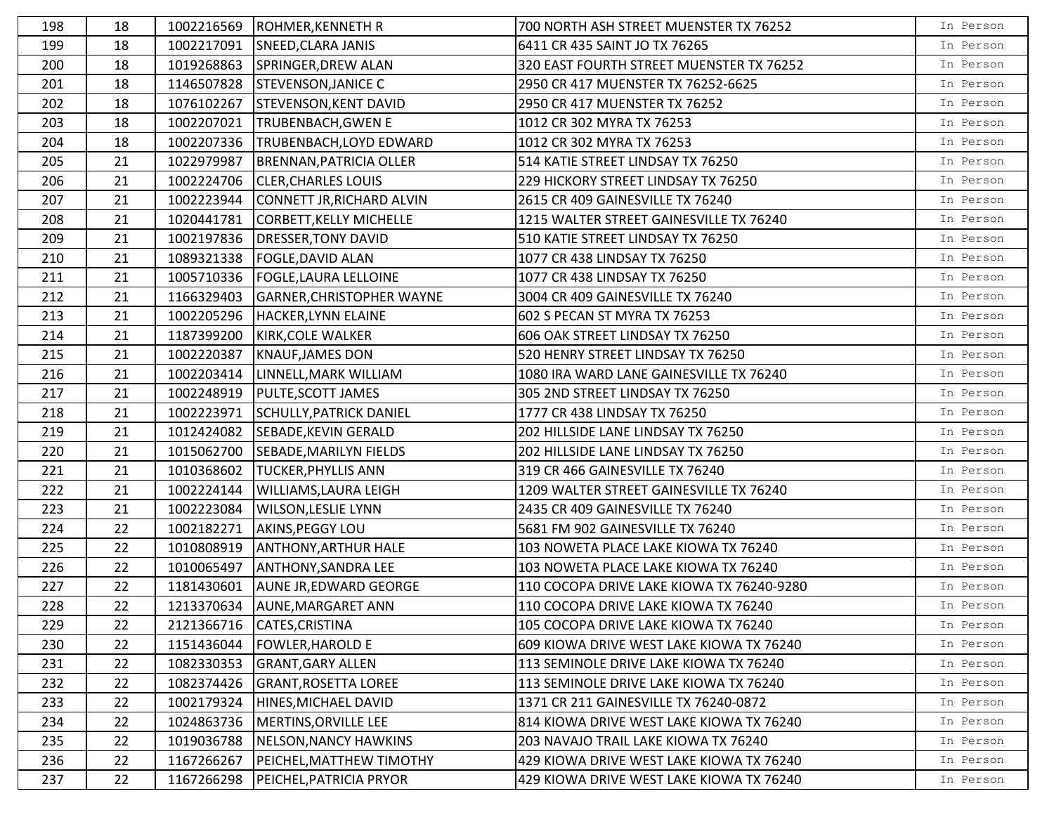| | | | | | |
|---|---|---|---|---|---|
| 198 | 18 | 1002216569 | ROHMER,KENNETH R | 700 NORTH ASH STREET MUENSTER TX 76252 | In Person |
| 199 | 18 | 1002217091 | SNEED,CLARA JANIS | 6411 CR 435 SAINT JO TX 76265 | In Person |
| 200 | 18 | 1019268863 | SPRINGER,DREW ALAN | 320 EAST FOURTH STREET MUENSTER TX 76252 | In Person |
| 201 | 18 | 1146507828 | STEVENSON,JANICE C | 2950 CR 417 MUENSTER TX 76252-6625 | In Person |
| 202 | 18 | 1076102267 | STEVENSON,KENT DAVID | 2950 CR 417 MUENSTER TX 76252 | In Person |
| 203 | 18 | 1002207021 | TRUBENBACH,GWEN E | 1012 CR 302 MYRA TX 76253 | In Person |
| 204 | 18 | 1002207336 | TRUBENBACH,LOYD EDWARD | 1012 CR 302 MYRA TX 76253 | In Person |
| 205 | 21 | 1022979987 | BRENNAN,PATRICIA OLLER | 514 KATIE STREET LINDSAY TX 76250 | In Person |
| 206 | 21 | 1002224706 | CLER,CHARLES LOUIS | 229 HICKORY STREET LINDSAY TX 76250 | In Person |
| 207 | 21 | 1002223944 | CONNETT JR,RICHARD ALVIN | 2615 CR 409 GAINESVILLE TX 76240 | In Person |
| 208 | 21 | 1020441781 | CORBETT,KELLY MICHELLE | 1215 WALTER STREET GAINESVILLE TX 76240 | In Person |
| 209 | 21 | 1002197836 | DRESSER,TONY DAVID | 510 KATIE STREET LINDSAY TX 76250 | In Person |
| 210 | 21 | 1089321338 | FOGLE,DAVID ALAN | 1077 CR 438 LINDSAY TX 76250 | In Person |
| 211 | 21 | 1005710336 | FOGLE,LAURA LELLOINE | 1077 CR 438 LINDSAY TX 76250 | In Person |
| 212 | 21 | 1166329403 | GARNER,CHRISTOPHER WAYNE | 3004 CR 409 GAINESVILLE TX 76240 | In Person |
| 213 | 21 | 1002205296 | HACKER,LYNN ELAINE | 602 S PECAN ST MYRA TX 76253 | In Person |
| 214 | 21 | 1187399200 | KIRK,COLE WALKER | 606 OAK STREET LINDSAY TX 76250 | In Person |
| 215 | 21 | 1002220387 | KNAUF,JAMES DON | 520 HENRY STREET LINDSAY TX 76250 | In Person |
| 216 | 21 | 1002203414 | LINNELL,MARK WILLIAM | 1080 IRA WARD LANE GAINESVILLE TX 76240 | In Person |
| 217 | 21 | 1002248919 | PULTE,SCOTT JAMES | 305 2ND STREET LINDSAY TX 76250 | In Person |
| 218 | 21 | 1002223971 | SCHULLY,PATRICK DANIEL | 1777 CR 438 LINDSAY TX 76250 | In Person |
| 219 | 21 | 1012424082 | SEBADE,KEVIN GERALD | 202 HILLSIDE LANE LINDSAY TX 76250 | In Person |
| 220 | 21 | 1015062700 | SEBADE,MARILYN FIELDS | 202 HILLSIDE LANE LINDSAY TX 76250 | In Person |
| 221 | 21 | 1010368602 | TUCKER,PHYLLIS ANN | 319 CR 466 GAINESVILLE TX 76240 | In Person |
| 222 | 21 | 1002224144 | WILLIAMS,LAURA LEIGH | 1209 WALTER STREET GAINESVILLE TX 76240 | In Person |
| 223 | 21 | 1002223084 | WILSON,LESLIE LYNN | 2435 CR 409 GAINESVILLE TX 76240 | In Person |
| 224 | 22 | 1002182271 | AKINS,PEGGY LOU | 5681 FM 902 GAINESVILLE TX 76240 | In Person |
| 225 | 22 | 1010808919 | ANTHONY,ARTHUR HALE | 103 NOWETA PLACE LAKE KIOWA TX 76240 | In Person |
| 226 | 22 | 1010065497 | ANTHONY,SANDRA LEE | 103 NOWETA PLACE LAKE KIOWA TX 76240 | In Person |
| 227 | 22 | 1181430601 | AUNE JR,EDWARD GEORGE | 110 COCOPA DRIVE LAKE KIOWA TX 76240-9280 | In Person |
| 228 | 22 | 1213370634 | AUNE,MARGARET ANN | 110 COCOPA DRIVE LAKE KIOWA TX 76240 | In Person |
| 229 | 22 | 2121366716 | CATES,CRISTINA | 105 COCOPA DRIVE LAKE KIOWA TX 76240 | In Person |
| 230 | 22 | 1151436044 | FOWLER,HAROLD E | 609 KIOWA DRIVE WEST LAKE KIOWA TX 76240 | In Person |
| 231 | 22 | 1082330353 | GRANT,GARY ALLEN | 113 SEMINOLE DRIVE LAKE KIOWA TX 76240 | In Person |
| 232 | 22 | 1082374426 | GRANT,ROSETTA LOREE | 113 SEMINOLE DRIVE LAKE KIOWA TX 76240 | In Person |
| 233 | 22 | 1002179324 | HINES,MICHAEL DAVID | 1371 CR 211 GAINESVILLE TX 76240-0872 | In Person |
| 234 | 22 | 1024863736 | MERTINS,ORVILLE LEE | 814 KIOWA DRIVE WEST LAKE KIOWA TX 76240 | In Person |
| 235 | 22 | 1019036788 | NELSON,NANCY HAWKINS | 203 NAVAJO TRAIL LAKE KIOWA TX 76240 | In Person |
| 236 | 22 | 1167266267 | PEICHEL,MATTHEW TIMOTHY | 429 KIOWA DRIVE WEST LAKE KIOWA TX 76240 | In Person |
| 237 | 22 | 1167266298 | PEICHEL,PATRICIA PRYOR | 429 KIOWA DRIVE WEST LAKE KIOWA TX 76240 | In Person |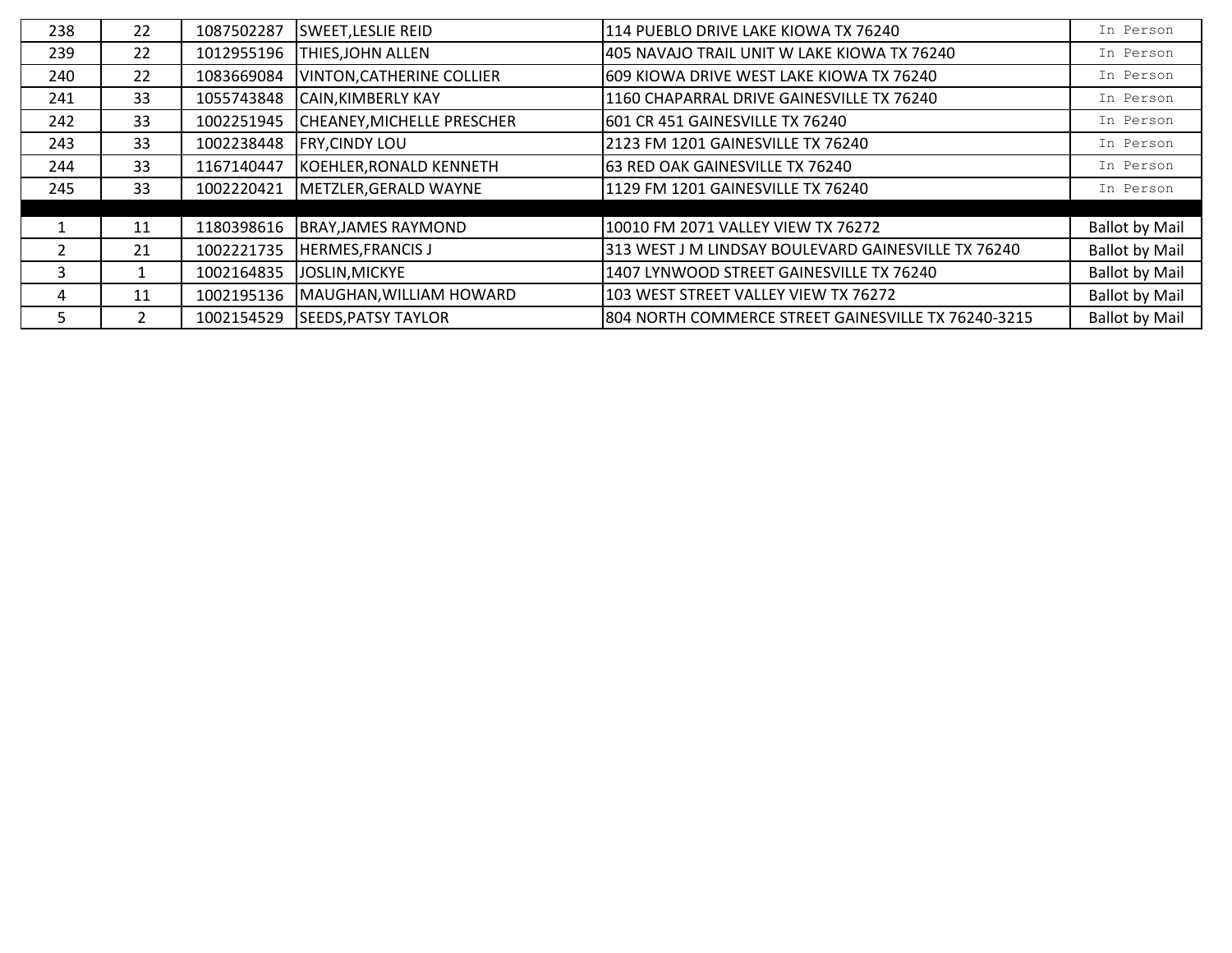| | | | | | |
|---|---|---|---|---|---|
| 238 | 22 | 1087502287 | SWEET,LESLIE REID | 114 PUEBLO DRIVE LAKE KIOWA TX 76240 | In Person |
| 239 | 22 | 1012955196 | THIES,JOHN ALLEN | 405 NAVAJO TRAIL UNIT W LAKE KIOWA TX 76240 | In Person |
| 240 | 22 | 1083669084 | VINTON,CATHERINE COLLIER | 609 KIOWA DRIVE WEST LAKE KIOWA TX 76240 | In Person |
| 241 | 33 | 1055743848 | CAIN,KIMBERLY KAY | 1160 CHAPARRAL DRIVE GAINESVILLE TX 76240 | In Person |
| 242 | 33 | 1002251945 | CHEANEY,MICHELLE PRESCHER | 601 CR 451 GAINESVILLE TX 76240 | In Person |
| 243 | 33 | 1002238448 | FRY,CINDY LOU | 2123 FM 1201 GAINESVILLE TX 76240 | In Person |
| 244 | 33 | 1167140447 | KOEHLER,RONALD KENNETH | 63 RED OAK GAINESVILLE TX 76240 | In Person |
| 245 | 33 | 1002220421 | METZLER,GERALD WAYNE | 1129 FM 1201 GAINESVILLE TX 76240 | In Person |
| | | | | | |
| 1 | 11 | 1180398616 | BRAY,JAMES RAYMOND | 10010 FM 2071 VALLEY VIEW TX 76272 | Ballot by Mail |
| 2 | 21 | 1002221735 | HERMES,FRANCIS J | 313 WEST J M LINDSAY BOULEVARD GAINESVILLE TX 76240 | Ballot by Mail |
| 3 | 1 | 1002164835 | JOSLIN,MICKYE | 1407 LYNWOOD STREET GAINESVILLE TX 76240 | Ballot by Mail |
| 4 | 11 | 1002195136 | MAUGHAN,WILLIAM HOWARD | 103 WEST STREET VALLEY VIEW TX 76272 | Ballot by Mail |
| 5 | 2 | 1002154529 | SEEDS,PATSY TAYLOR | 804 NORTH COMMERCE STREET GAINESVILLE TX 76240-3215 | Ballot by Mail |